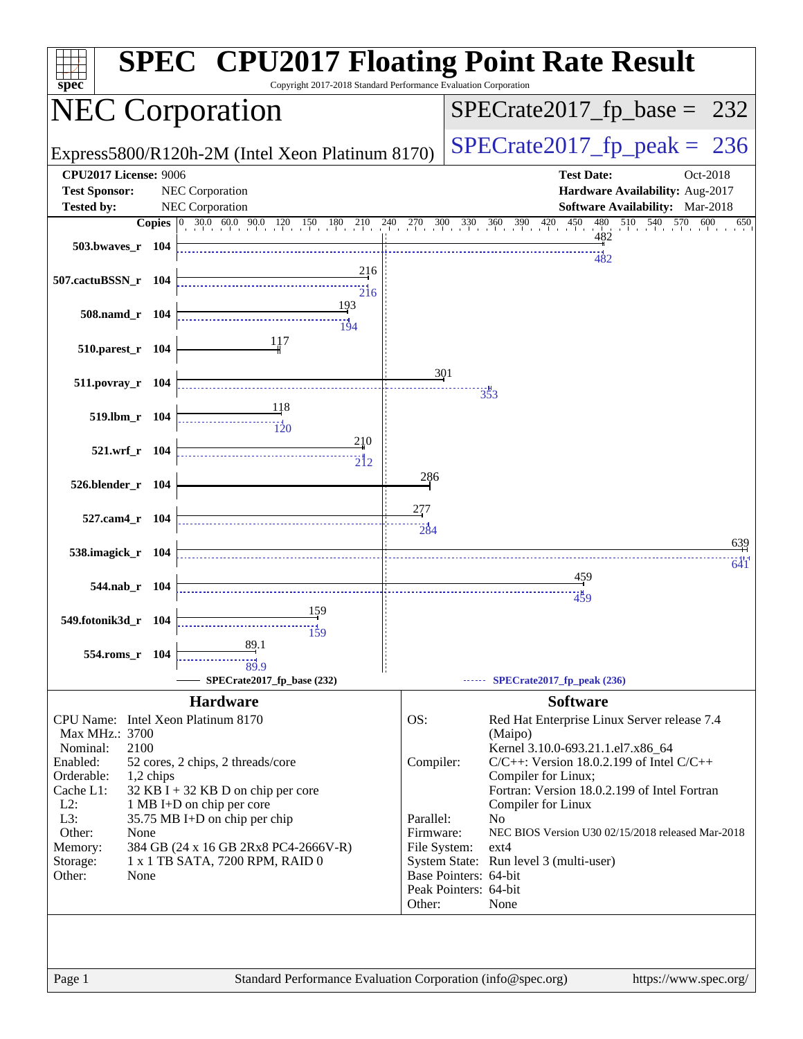# SPEC CPU2017 Floating Point Rate Result

Copyright 2017-2018 Standard Performance Evaluation Corporation

## NEC Corporation

Express5800/R120h-2M (Intel Xeon Platinum 8170)

SPECrate2017_fp_base = 232

SPECrate2017_fp_peak = 236

**CPU2017 License:** 9006
**Test Sponsor:** NEC Corporation
**Tested by:** NEC Corporation

**Test Date:** Oct-2018
**Hardware Availability:** Aug-2017
**Software Availability:** Mar-2018

| Benchmark | Copies | Base | Peak |
|---|---|---|---|
| 503.bwaves_r | 104 | 482 | 482 |
| 507.cactuBSSN_r | 104 | 216 | 216 |
| 508.namd_r | 104 | 193 | 194 |
| 510.parest_r | 104 | 117 | |
| 511.povray_r | 104 | 301 | 353 |
| 519.lbm_r | 104 | 118 | 120 |
| 521.wrf_r | 104 | 210 | 212 |
| 526.blender_r | 104 | 286 | |
| 527.cam4_r | 104 | 277 | 284 |
| 538.imagick_r | 104 | 639 | 641 |
| 544.nab_r | 104 | 459 | 459 |
| 549.fotonik3d_r | 104 | 159 | 159 |
| 554.roms_r | 104 | 89.1 | 89.9 |

SPECrate2017_fp_base (232) ------ SPECrate2017_fp_peak (236)

## Hardware

| | |
|---|---|
| CPU Name: | Intel Xeon Platinum 8170 |
| Max MHz.: | 3700 |
| Nominal: | 2100 |
| Enabled: | 52 cores, 2 chips, 2 threads/core |
| Orderable: | 1,2 chips |
| Cache L1: | 32 KB I + 32 KB D on chip per core |
| L2: | 1 MB I+D on chip per core |
| L3: | 35.75 MB I+D on chip per chip |
| Other: | None |
| Memory: | 384 GB (24 x 16 GB 2Rx8 PC4-2666V-R) |
| Storage: | 1 x 1 TB SATA, 7200 RPM, RAID 0 |
| Other: | None |

## Software

| | |
|---|---|
| OS: | Red Hat Enterprise Linux Server release 7.4 (Maipo) Kernel 3.10.0-693.21.1.el7.x86_64 |
| Compiler: | C/C++: Version 18.0.2.199 of Intel C/C++ Compiler for Linux; Fortran: Version 18.0.2.199 of Intel Fortran Compiler for Linux |
| Parallel: | No |
| Firmware: | NEC BIOS Version U30 02/15/2018 released Mar-2018 |
| File System: | ext4 |
| System State: | Run level 3 (multi-user) |
| Base Pointers: | 64-bit |
| Peak Pointers: | 64-bit |
| Other: | None |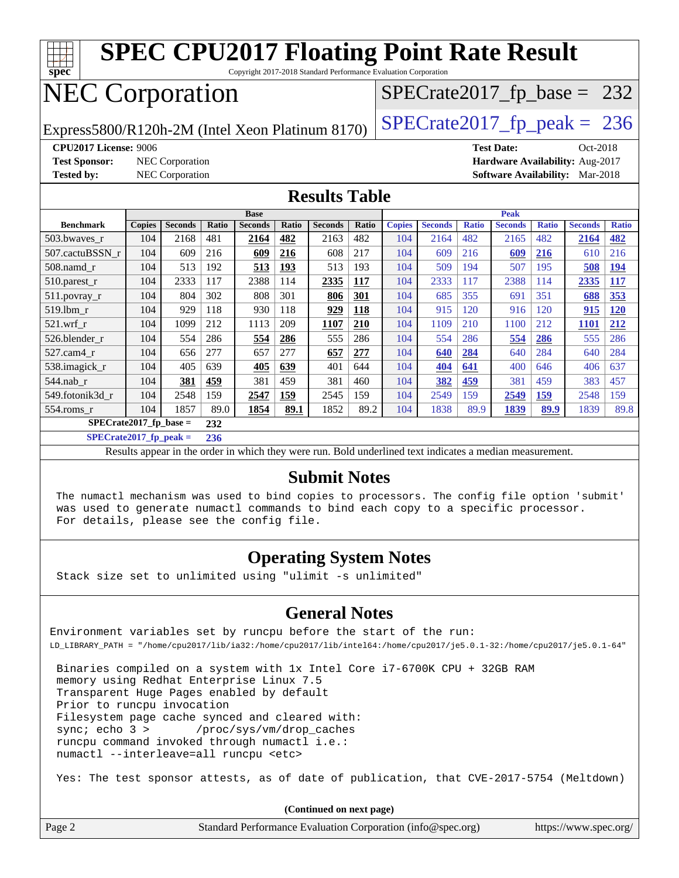# SPEC CPU2017 Floating Point Rate Result

Copyright 2017-2018 Standard Performance Evaluation Corporation

# NEC Corporation

Express5800/R120h-2M (Intel Xeon Platinum 8170)

SPECrate2017_fp_base = 232

SPECrate2017_fp_peak = 236

**CPU2017 License:** 9006
**Test Sponsor:** NEC Corporation
**Tested by:** NEC Corporation
**Test Date:** Oct-2018
**Hardware Availability:** Aug-2017
**Software Availability:** Mar-2018

## Results Table

| Benchmark | Base | | | | | | | Peak | | | | | | |
|---|---|---|---|---|---|---|---|---|---|---|---|---|---|---|
| | Copies | Seconds | Ratio | Seconds | Ratio | Seconds | Ratio | Copies | Seconds | Ratio | Seconds | Ratio | Seconds | Ratio |
| 503.bwaves_r | 104 | 2168 | 481 | **2164** | **482** | 2163 | 482 | 104 | 2164 | 482 | 2165 | 482 | **2164** | **482** |
| 507.cactuBSSN_r | 104 | 609 | 216 | **609** | **216** | 608 | 217 | 104 | 609 | 216 | **609** | **216** | 610 | 216 |
| 508.namd_r | 104 | 513 | 192 | **513** | **193** | 513 | 193 | 104 | 509 | 194 | 507 | 195 | **508** | **194** |
| 510.parest_r | 104 | 2333 | 117 | 2388 | 114 | **2335** | **117** | 104 | 2333 | 117 | 2388 | 114 | **2335** | **117** |
| 511.povray_r | 104 | 804 | 302 | 808 | 301 | **806** | **301** | 104 | 685 | 355 | 691 | 351 | **688** | **353** |
| 519.lbm_r | 104 | 929 | 118 | 930 | 118 | **929** | **118** | 104 | 915 | 120 | 916 | 120 | **915** | **120** |
| 521.wrf_r | 104 | 1099 | 212 | 1113 | 209 | **1107** | **210** | 104 | 1109 | 210 | 1100 | 212 | **1101** | **212** |
| 526.blender_r | 104 | 554 | 286 | **554** | **286** | 555 | 286 | 104 | 554 | 286 | **554** | **286** | 555 | 286 |
| 527.cam4_r | 104 | 656 | 277 | 657 | 277 | **657** | **277** | 104 | **640** | **284** | 640 | 284 | 640 | 284 |
| 538.imagick_r | 104 | 405 | 639 | **405** | **639** | 401 | 644 | 104 | **404** | **641** | 400 | 646 | 406 | 637 |
| 544.nab_r | 104 | **381** | **459** | 381 | 459 | 381 | 460 | 104 | **382** | **459** | 381 | 459 | 383 | 457 |
| 549.fotonik3d_r | 104 | 2548 | 159 | **2547** | **159** | 2545 | 159 | 104 | 2549 | 159 | **2549** | **159** | 2548 | 159 |
| 554.roms_r | 104 | 1857 | 89.0 | **1854** | **89.1** | 1852 | 89.2 | 104 | 1838 | 89.9 | **1839** | **89.9** | 1839 | 89.8 |

**SPECrate2017_fp_base = 232**

**SPECrate2017_fp_peak = 236**

Results appear in the order in which they were run. Bold underlined text indicates a median measurement.

## Submit Notes

The numactl mechanism was used to bind copies to processors. The config file option 'submit' was used to generate numactl commands to bind each copy to a specific processor. For details, please see the config file.

## Operating System Notes

Stack size set to unlimited using "ulimit -s unlimited"

## General Notes

Environment variables set by runcpu before the start of the run:
LD_LIBRARY_PATH = "/home/cpu2017/lib/ia32:/home/cpu2017/lib/intel64:/home/cpu2017/je5.0.1-32:/home/cpu2017/je5.0.1-64"

Binaries compiled on a system with 1x Intel Core i7-6700K CPU + 32GB RAM
memory using Redhat Enterprise Linux 7.5
Transparent Huge Pages enabled by default
Prior to runcpu invocation
Filesystem page cache synced and cleared with:
sync; echo 3 >       /proc/sys/vm/drop_caches
runcpu command invoked through numactl i.e.:
numactl --interleave=all runcpu <etc>

Yes: The test sponsor attests, as of date of publication, that CVE-2017-5754 (Meltdown)

(Continued on next page)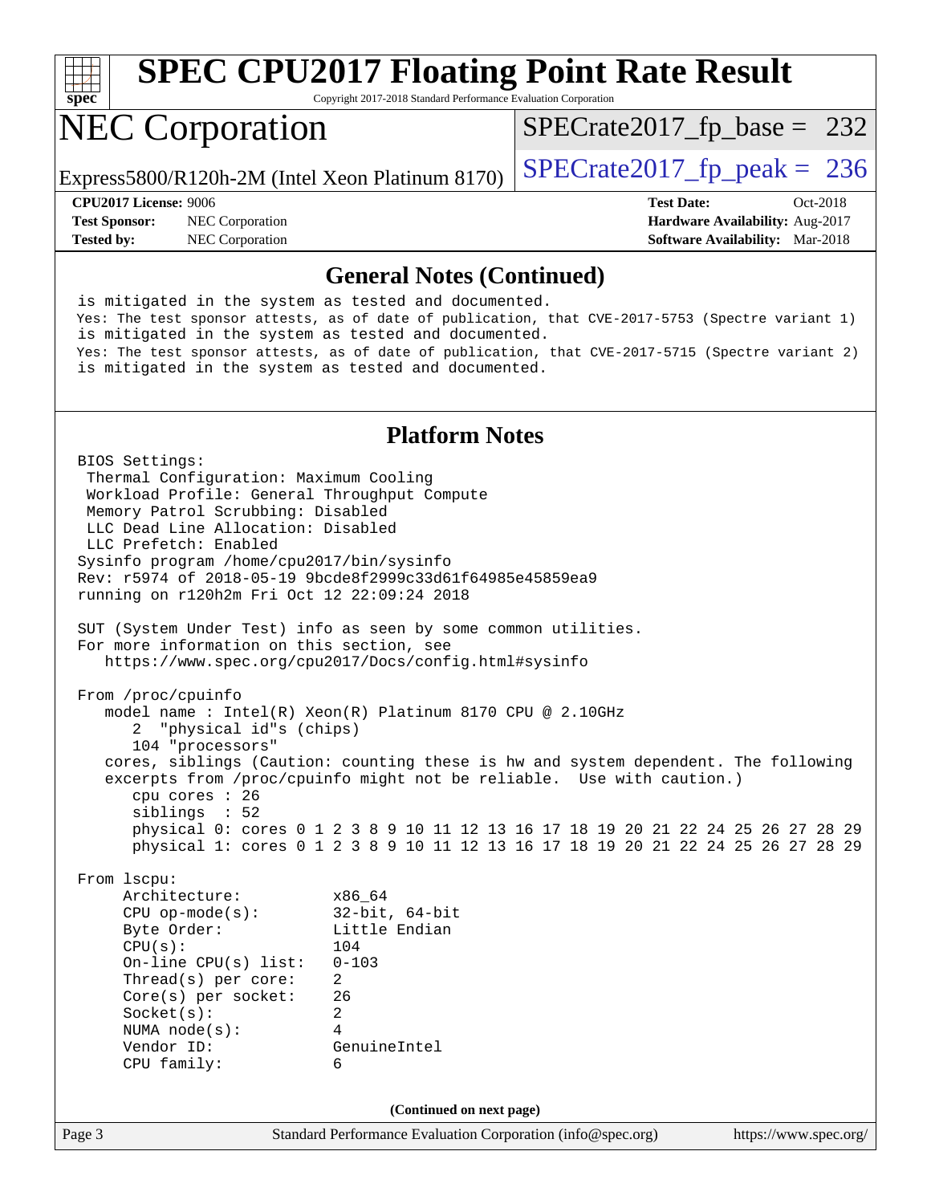## General Notes (Continued)

```
is mitigated in the system as tested and documented.
Yes: The test sponsor attests, as of date of publication, that CVE-2017-5753 (Spectre variant 1)
is mitigated in the system as tested and documented.
Yes: The test sponsor attests, as of date of publication, that CVE-2017-5715 (Spectre variant 2)
is mitigated in the system as tested and documented.
```

## Platform Notes

```
BIOS Settings:
 Thermal Configuration: Maximum Cooling
 Workload Profile: General Throughput Compute
 Memory Patrol Scrubbing: Disabled
 LLC Dead Line Allocation: Disabled
 LLC Prefetch: Enabled
Sysinfo program /home/cpu2017/bin/sysinfo
Rev: r5974 of 2018-05-19 9bcde8f2999c33d61f64985e45859ea9
running on r120h2m Fri Oct 12 22:09:24 2018

SUT (System Under Test) info as seen by some common utilities.
For more information on this section, see
   https://www.spec.org/cpu2017/Docs/config.html#sysinfo

From /proc/cpuinfo
   model name : Intel(R) Xeon(R) Platinum 8170 CPU @ 2.10GHz
      2  "physical id"s (chips)
      104 "processors"
   cores, siblings (Caution: counting these is hw and system dependent. The following
   excerpts from /proc/cpuinfo might not be reliable.  Use with caution.)
      cpu cores : 26
      siblings  : 52
      physical 0: cores 0 1 2 3 8 9 10 11 12 13 16 17 18 19 20 21 22 24 25 26 27 28 29
      physical 1: cores 0 1 2 3 8 9 10 11 12 13 16 17 18 19 20 21 22 24 25 26 27 28 29

From lscpu:
     Architecture:          x86_64
     CPU op-mode(s):        32-bit, 64-bit
     Byte Order:            Little Endian
     CPU(s):                104
     On-line CPU(s) list:   0-103
     Thread(s) per core:    2
     Core(s) per socket:    26
     Socket(s):             2
     NUMA node(s):          4
     Vendor ID:             GenuineIntel
     CPU family:            6
```

(Continued on next page)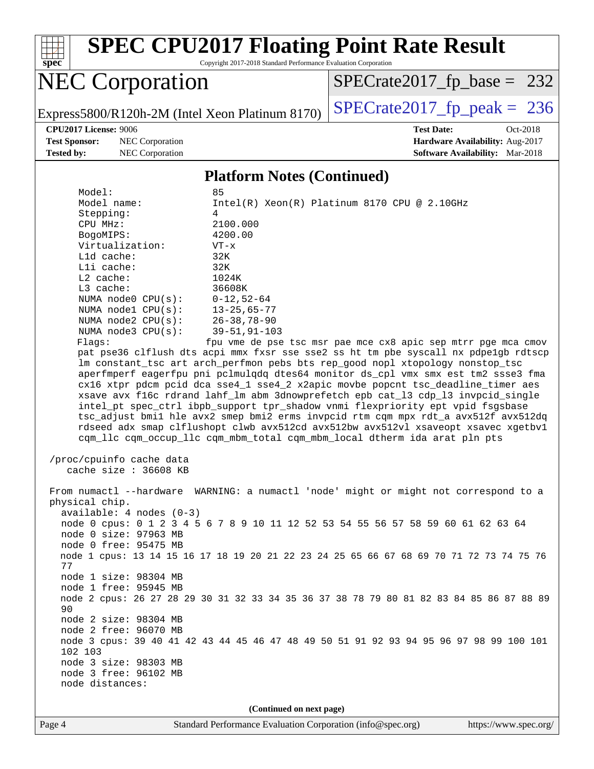# SPEC CPU2017 Floating Point Rate Result

Copyright 2017-2018 Standard Performance Evaluation Corporation

## NEC Corporation

Express5800/R120h-2M (Intel Xeon Platinum 8170)

SPECrate2017_fp_base = 232

SPECrate2017_fp_peak = 236

**CPU2017 License:** 9006
**Test Sponsor:** NEC Corporation
**Tested by:** NEC Corporation

**Test Date:** Oct-2018
**Hardware Availability:** Aug-2017
**Software Availability:** Mar-2018

### Platform Notes (Continued)

```
    Model:                 85
    Model name:            Intel(R) Xeon(R) Platinum 8170 CPU @ 2.10GHz
    Stepping:              4
    CPU MHz:               2100.000
    BogoMIPS:              4200.00
    Virtualization:        VT-x
    L1d cache:             32K
    L1i cache:             32K
    L2 cache:              1024K
    L3 cache:              36608K
    NUMA node0 CPU(s):     0-12,52-64
    NUMA node1 CPU(s):     13-25,65-77
    NUMA node2 CPU(s):     26-38,78-90
    NUMA node3 CPU(s):     39-51,91-103
    Flags:                 fpu vme de pse tsc msr pae mce cx8 apic sep mtrr pge mca cmov
    pat pse36 clflush dts acpi mmx fxsr sse sse2 ss ht tm pbe syscall nx pdpe1gb rdtscp
    lm constant_tsc art arch_perfmon pebs bts rep_good nopl xtopology nonstop_tsc
    aperfmperf eagerfpu pni pclmulqdq dtes64 monitor ds_cpl vmx smx est tm2 ssse3 fma
    cx16 xtpr pdcm pcid dca sse4_1 sse4_2 x2apic movbe popcnt tsc_deadline_timer aes
    xsave avx f16c rdrand lahf_lm abm 3dnowprefetch epb cat_l3 cdp_l3 invpcid_single
    intel_pt spec_ctrl ibpb_support tpr_shadow vnmi flexpriority ept vpid fsgsbase
    tsc_adjust bmi1 hle avx2 smep bmi2 erms invpcid rtm cqm mpx rdt_a avx512f avx512dq
    rdseed adx smap clflushopt clwb avx512cd avx512bw avx512vl xsaveopt xsavec xgetbv1
    cqm_llc cqm_occup_llc cqm_mbm_total cqm_mbm_local dtherm ida arat pln pts

 /proc/cpuinfo cache data
    cache size : 36608 KB

 From numactl --hardware  WARNING: a numactl 'node' might or might not correspond to a
 physical chip.
   available: 4 nodes (0-3)
   node 0 cpus: 0 1 2 3 4 5 6 7 8 9 10 11 12 52 53 54 55 56 57 58 59 60 61 62 63 64
   node 0 size: 97963 MB
   node 0 free: 95475 MB
   node 1 cpus: 13 14 15 16 17 18 19 20 21 22 23 24 25 65 66 67 68 69 70 71 72 73 74 75 76
   77
   node 1 size: 98304 MB
   node 1 free: 95945 MB
   node 2 cpus: 26 27 28 29 30 31 32 33 34 35 36 37 38 78 79 80 81 82 83 84 85 86 87 88 89
   90
   node 2 size: 98304 MB
   node 2 free: 96070 MB
   node 3 cpus: 39 40 41 42 43 44 45 46 47 48 49 50 51 91 92 93 94 95 96 97 98 99 100 101
   102 103
   node 3 size: 98303 MB
   node 3 free: 96102 MB
   node distances:
```

(Continued on next page)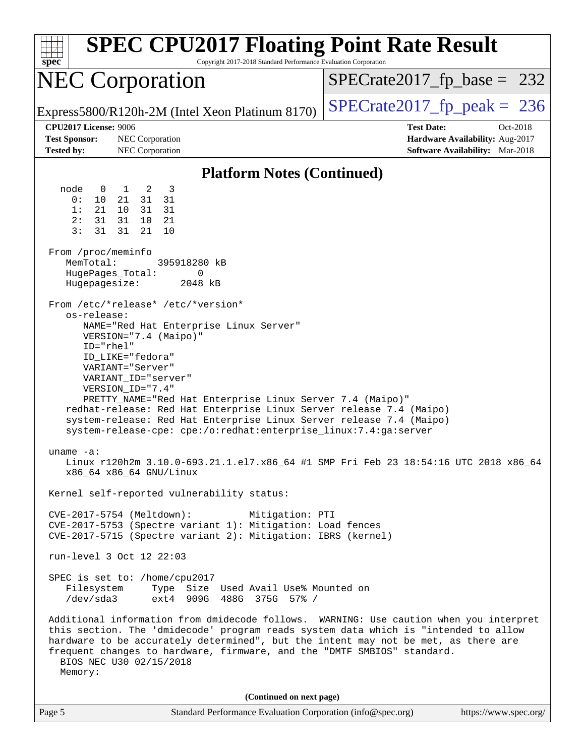# SPEC CPU2017 Floating Point Rate Result

Copyright 2017-2018 Standard Performance Evaluation Corporation

# NEC Corporation

Express5800/R120h-2M (Intel Xeon Platinum 8170)

SPECrate2017_fp_base = 232

SPECrate2017_fp_peak = 236

**CPU2017 License:** 9006
**Test Sponsor:** NEC Corporation
**Tested by:** NEC Corporation

**Test Date:** Oct-2018
**Hardware Availability:** Aug-2017
**Software Availability:** Mar-2018

## Platform Notes (Continued)

```
  node   0   1   2   3
    0:  10  21  31  31
    1:  21  10  31  31
    2:  31  31  10  21
    3:  31  31  21  10

 From /proc/meminfo
    MemTotal:       395918280 kB
    HugePages_Total:       0
    Hugepagesize:       2048 kB

 From /etc/*release* /etc/*version*
    os-release:
       NAME="Red Hat Enterprise Linux Server"
       VERSION="7.4 (Maipo)"
       ID="rhel"
       ID_LIKE="fedora"
       VARIANT="Server"
       VARIANT_ID="server"
       VERSION_ID="7.4"
       PRETTY_NAME="Red Hat Enterprise Linux Server 7.4 (Maipo)"
    redhat-release: Red Hat Enterprise Linux Server release 7.4 (Maipo)
    system-release: Red Hat Enterprise Linux Server release 7.4 (Maipo)
    system-release-cpe: cpe:/o:redhat:enterprise_linux:7.4:ga:server

 uname -a:
    Linux r120h2m 3.10.0-693.21.1.el7.x86_64 #1 SMP Fri Feb 23 18:54:16 UTC 2018 x86_64
    x86_64 x86_64 GNU/Linux

 Kernel self-reported vulnerability status:

 CVE-2017-5754 (Meltdown):          Mitigation: PTI
 CVE-2017-5753 (Spectre variant 1): Mitigation: Load fences
 CVE-2017-5715 (Spectre variant 2): Mitigation: IBRS (kernel)

 run-level 3 Oct 12 22:03

 SPEC is set to: /home/cpu2017
    Filesystem     Type  Size  Used Avail Use% Mounted on
    /dev/sda3      ext4  909G  488G  375G  57% /

 Additional information from dmidecode follows.  WARNING: Use caution when you interpret
 this section. The 'dmidecode' program reads system data which is "intended to allow
 hardware to be accurately determined", but the intent may not be met, as there are
 frequent changes to hardware, firmware, and the "DMTF SMBIOS" standard.
   BIOS NEC U30 02/15/2018
   Memory:
```

(Continued on next page)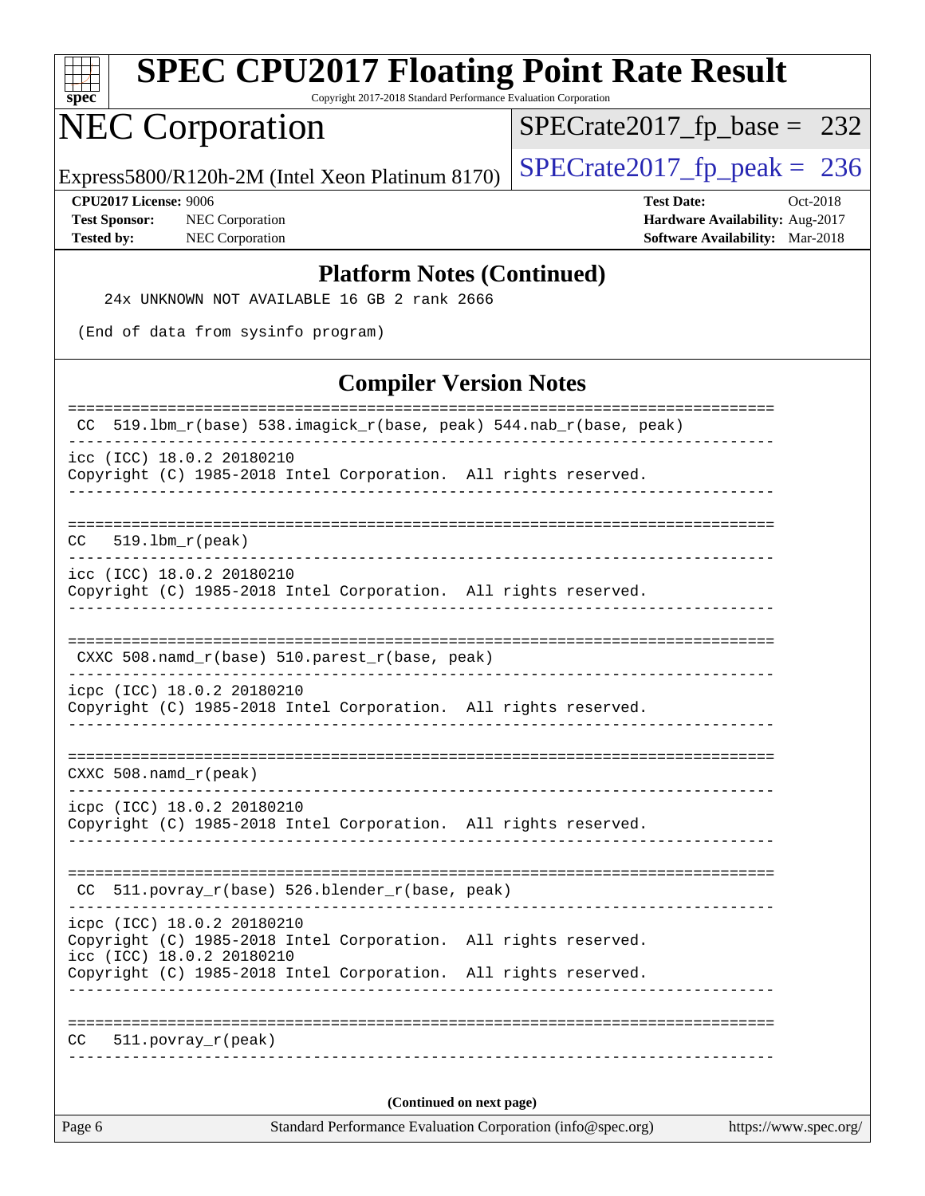# SPEC CPU2017 Floating Point Rate Result

Copyright 2017-2018 Standard Performance Evaluation Corporation

## NEC Corporation

Express5800/R120h-2M (Intel Xeon Platinum 8170)

SPECrate2017_fp_base = 232

SPECrate2017_fp_peak = 236

**CPU2017 License:** 9006
**Test Sponsor:** NEC Corporation
**Tested by:** NEC Corporation

**Test Date:** Oct-2018
**Hardware Availability:** Aug-2017
**Software Availability:** Mar-2018

### Platform Notes (Continued)

```
    24x UNKNOWN NOT AVAILABLE 16 GB 2 rank 2666

 (End of data from sysinfo program)
```

### Compiler Version Notes

```
==============================================================================
 CC  519.lbm_r(base) 538.imagick_r(base, peak) 544.nab_r(base, peak)
------------------------------------------------------------------------------
icc (ICC) 18.0.2 20180210
Copyright (C) 1985-2018 Intel Corporation.  All rights reserved.
------------------------------------------------------------------------------

==============================================================================
CC   519.lbm_r(peak)
------------------------------------------------------------------------------
icc (ICC) 18.0.2 20180210
Copyright (C) 1985-2018 Intel Corporation.  All rights reserved.
------------------------------------------------------------------------------

==============================================================================
 CXXC 508.namd_r(base) 510.parest_r(base, peak)
------------------------------------------------------------------------------
icpc (ICC) 18.0.2 20180210
Copyright (C) 1985-2018 Intel Corporation.  All rights reserved.
------------------------------------------------------------------------------

==============================================================================
CXXC 508.namd_r(peak)
------------------------------------------------------------------------------
icpc (ICC) 18.0.2 20180210
Copyright (C) 1985-2018 Intel Corporation.  All rights reserved.
------------------------------------------------------------------------------

==============================================================================
 CC  511.povray_r(base) 526.blender_r(base, peak)
------------------------------------------------------------------------------
icpc (ICC) 18.0.2 20180210
Copyright (C) 1985-2018 Intel Corporation.  All rights reserved.
icc (ICC) 18.0.2 20180210
Copyright (C) 1985-2018 Intel Corporation.  All rights reserved.
------------------------------------------------------------------------------

==============================================================================
CC   511.povray_r(peak)
------------------------------------------------------------------------------
```

(Continued on next page)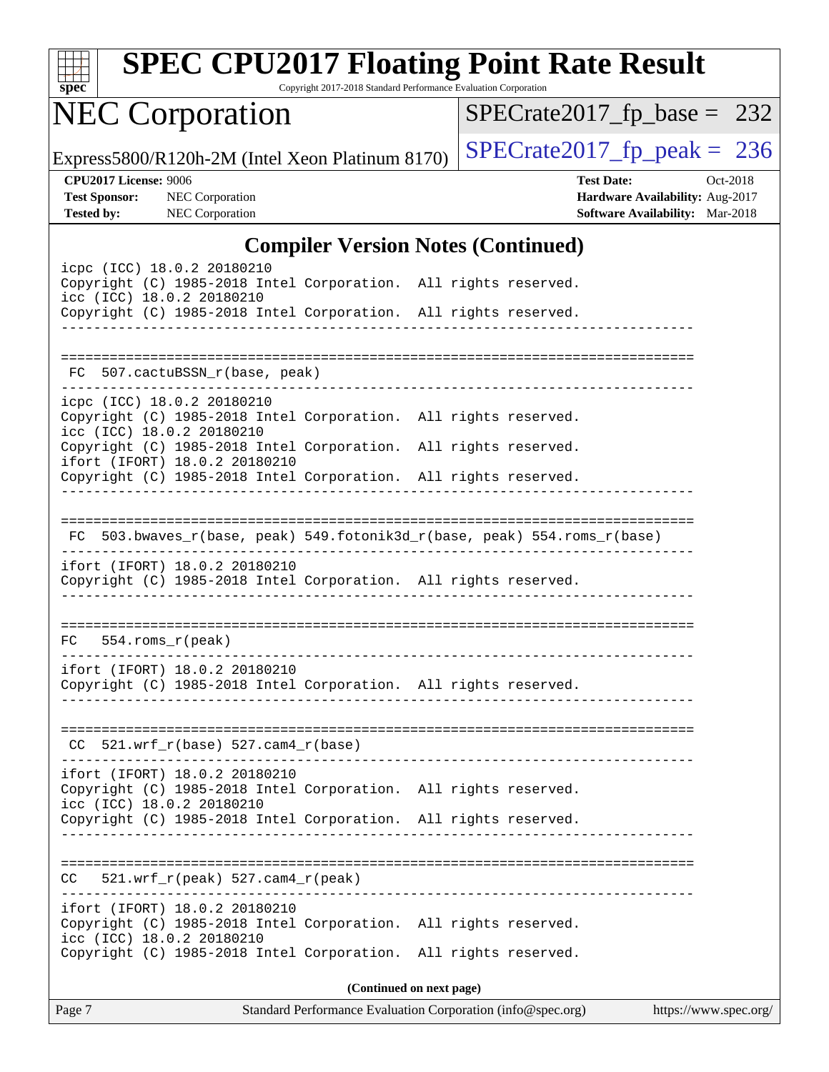# SPEC CPU2017 Floating Point Rate Result

Copyright 2017-2018 Standard Performance Evaluation Corporation

## NEC Corporation

Express5800/R120h-2M (Intel Xeon Platinum 8170)

SPECrate2017_fp_base = 232

SPECrate2017_fp_peak = 236

**CPU2017 License:** 9006
**Test Sponsor:** NEC Corporation
**Tested by:** NEC Corporation

**Test Date:** Oct-2018
**Hardware Availability:** Aug-2017
**Software Availability:** Mar-2018

## Compiler Version Notes (Continued)

```
icpc (ICC) 18.0.2 20180210
Copyright (C) 1985-2018 Intel Corporation.  All rights reserved.
icc (ICC) 18.0.2 20180210
Copyright (C) 1985-2018 Intel Corporation.  All rights reserved.
------------------------------------------------------------------------------

==============================================================================
 FC  507.cactuBSSN_r(base, peak)
------------------------------------------------------------------------------
icpc (ICC) 18.0.2 20180210
Copyright (C) 1985-2018 Intel Corporation.  All rights reserved.
icc (ICC) 18.0.2 20180210
Copyright (C) 1985-2018 Intel Corporation.  All rights reserved.
ifort (IFORT) 18.0.2 20180210
Copyright (C) 1985-2018 Intel Corporation.  All rights reserved.
------------------------------------------------------------------------------

==============================================================================
 FC  503.bwaves_r(base, peak) 549.fotonik3d_r(base, peak) 554.roms_r(base)
------------------------------------------------------------------------------
ifort (IFORT) 18.0.2 20180210
Copyright (C) 1985-2018 Intel Corporation.  All rights reserved.
------------------------------------------------------------------------------

==============================================================================
FC   554.roms_r(peak)
------------------------------------------------------------------------------
ifort (IFORT) 18.0.2 20180210
Copyright (C) 1985-2018 Intel Corporation.  All rights reserved.
------------------------------------------------------------------------------

==============================================================================
 CC  521.wrf_r(base) 527.cam4_r(base)
------------------------------------------------------------------------------
ifort (IFORT) 18.0.2 20180210
Copyright (C) 1985-2018 Intel Corporation.  All rights reserved.
icc (ICC) 18.0.2 20180210
Copyright (C) 1985-2018 Intel Corporation.  All rights reserved.
------------------------------------------------------------------------------

==============================================================================
CC   521.wrf_r(peak) 527.cam4_r(peak)
------------------------------------------------------------------------------
ifort (IFORT) 18.0.2 20180210
Copyright (C) 1985-2018 Intel Corporation.  All rights reserved.
icc (ICC) 18.0.2 20180210
Copyright (C) 1985-2018 Intel Corporation.  All rights reserved.
```

**(Continued on next page)**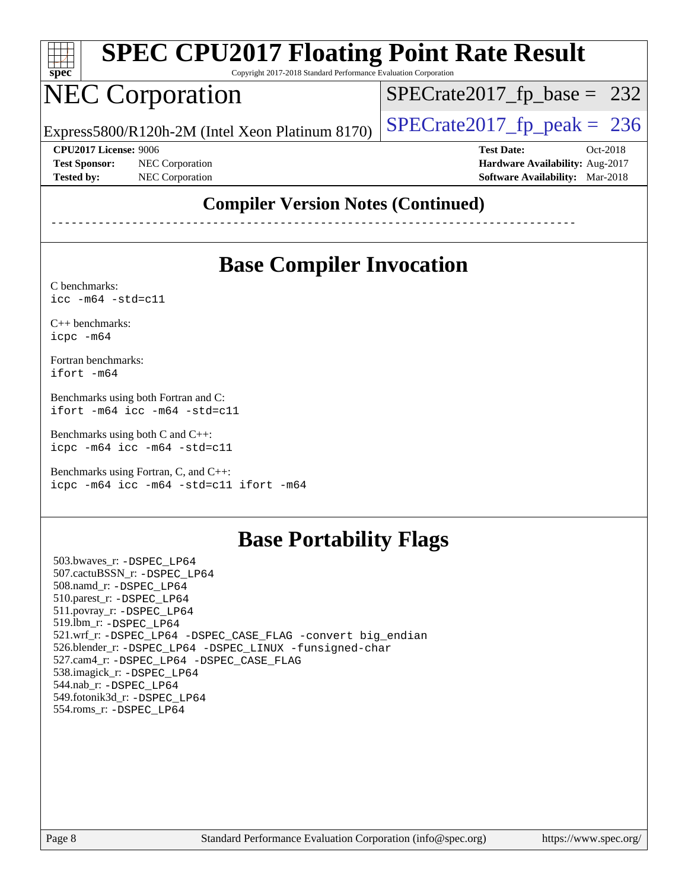# SPEC CPU2017 Floating Point Rate Result

Copyright 2017-2018 Standard Performance Evaluation Corporation

# NEC Corporation

Express5800/R120h-2M (Intel Xeon Platinum 8170)

SPECrate2017_fp_base = 232

SPECrate2017_fp_peak = 236

**CPU2017 License:** 9006
**Test Sponsor:** NEC Corporation
**Tested by:** NEC Corporation

**Test Date:** Oct-2018
**Hardware Availability:** Aug-2017
**Software Availability:** Mar-2018

## Compiler Version Notes (Continued)

------------------------------------------------------------------------------

## Base Compiler Invocation

C benchmarks:
`icc -m64 -std=c11`

C++ benchmarks:
`icpc -m64`

Fortran benchmarks:
`ifort -m64`

Benchmarks using both Fortran and C:
`ifort -m64 icc -m64 -std=c11`

Benchmarks using both C and C++:
`icpc -m64 icc -m64 -std=c11`

Benchmarks using Fortran, C, and C++:
`icpc -m64 icc -m64 -std=c11 ifort -m64`

## Base Portability Flags

503.bwaves_r: `-DSPEC_LP64`
507.cactuBSSN_r: `-DSPEC_LP64`
508.namd_r: `-DSPEC_LP64`
510.parest_r: `-DSPEC_LP64`
511.povray_r: `-DSPEC_LP64`
519.lbm_r: `-DSPEC_LP64`
521.wrf_r: `-DSPEC_LP64 -DSPEC_CASE_FLAG -convert big_endian`
526.blender_r: `-DSPEC_LP64 -DSPEC_LINUX -funsigned-char`
527.cam4_r: `-DSPEC_LP64 -DSPEC_CASE_FLAG`
538.imagick_r: `-DSPEC_LP64`
544.nab_r: `-DSPEC_LP64`
549.fotonik3d_r: `-DSPEC_LP64`
554.roms_r: `-DSPEC_LP64`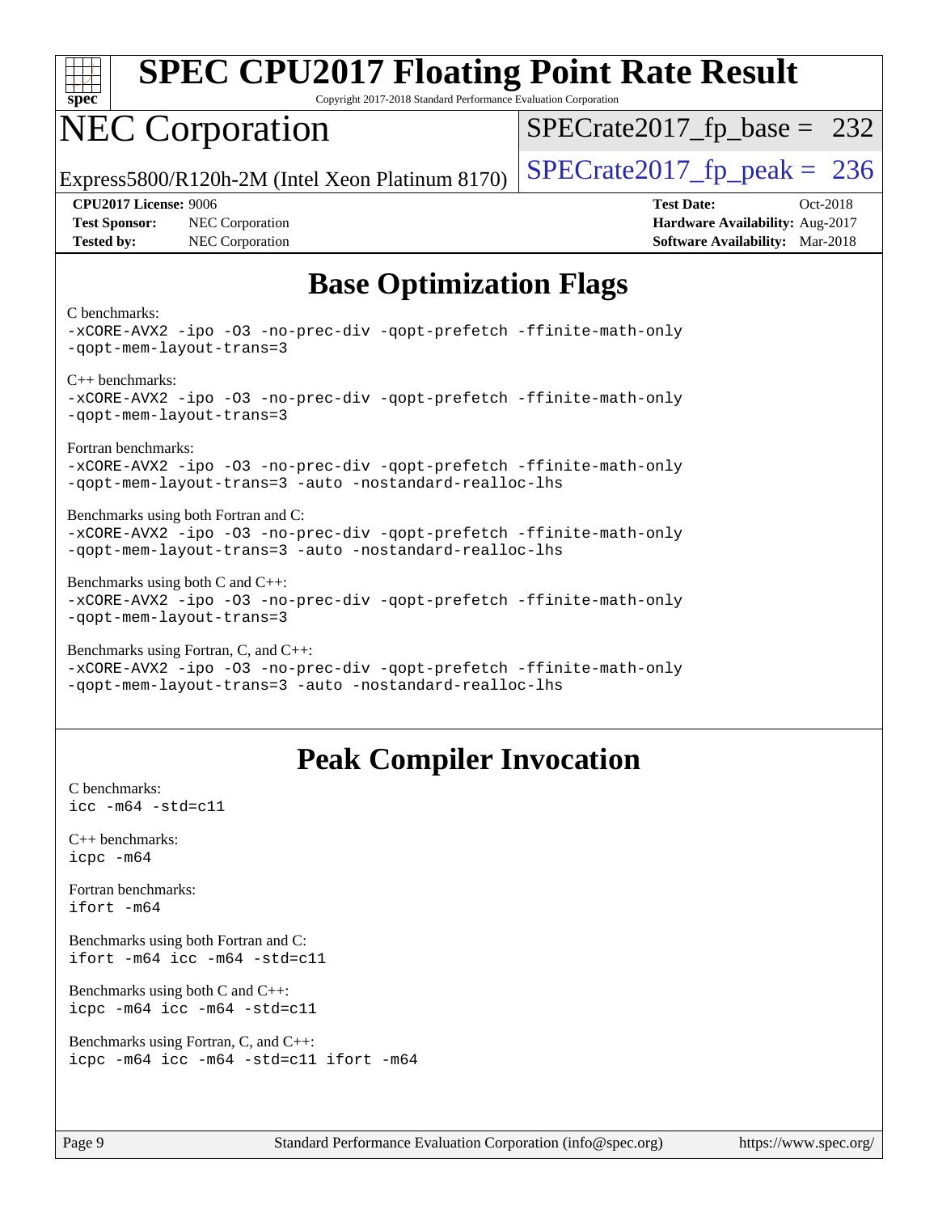# SPEC CPU2017 Floating Point Rate Result

Copyright 2017-2018 Standard Performance Evaluation Corporation

## NEC Corporation

Express5800/R120h-2M (Intel Xeon Platinum 8170)

SPECrate2017_fp_base = 232

SPECrate2017_fp_peak = 236

**CPU2017 License:** 9006
**Test Sponsor:** NEC Corporation
**Tested by:** NEC Corporation

**Test Date:** Oct-2018
**Hardware Availability:** Aug-2017
**Software Availability:** Mar-2018

## Base Optimization Flags

C benchmarks:

```
-xCORE-AVX2 -ipo -O3 -no-prec-div -qopt-prefetch -ffinite-math-only
-qopt-mem-layout-trans=3
```

C++ benchmarks:

```
-xCORE-AVX2 -ipo -O3 -no-prec-div -qopt-prefetch -ffinite-math-only
-qopt-mem-layout-trans=3
```

Fortran benchmarks:

```
-xCORE-AVX2 -ipo -O3 -no-prec-div -qopt-prefetch -ffinite-math-only
-qopt-mem-layout-trans=3 -auto -nostandard-realloc-lhs
```

Benchmarks using both Fortran and C:

```
-xCORE-AVX2 -ipo -O3 -no-prec-div -qopt-prefetch -ffinite-math-only
-qopt-mem-layout-trans=3 -auto -nostandard-realloc-lhs
```

Benchmarks using both C and C++:

```
-xCORE-AVX2 -ipo -O3 -no-prec-div -qopt-prefetch -ffinite-math-only
-qopt-mem-layout-trans=3
```

Benchmarks using Fortran, C, and C++:

```
-xCORE-AVX2 -ipo -O3 -no-prec-div -qopt-prefetch -ffinite-math-only
-qopt-mem-layout-trans=3 -auto -nostandard-realloc-lhs
```

## Peak Compiler Invocation

C benchmarks:

```
icc -m64 -std=c11
```

C++ benchmarks:

```
icpc -m64
```

Fortran benchmarks:

```
ifort -m64
```

Benchmarks using both Fortran and C:

```
ifort -m64 icc -m64 -std=c11
```

Benchmarks using both C and C++:

```
icpc -m64 icc -m64 -std=c11
```

Benchmarks using Fortran, C, and C++:

```
icpc -m64 icc -m64 -std=c11 ifort -m64
```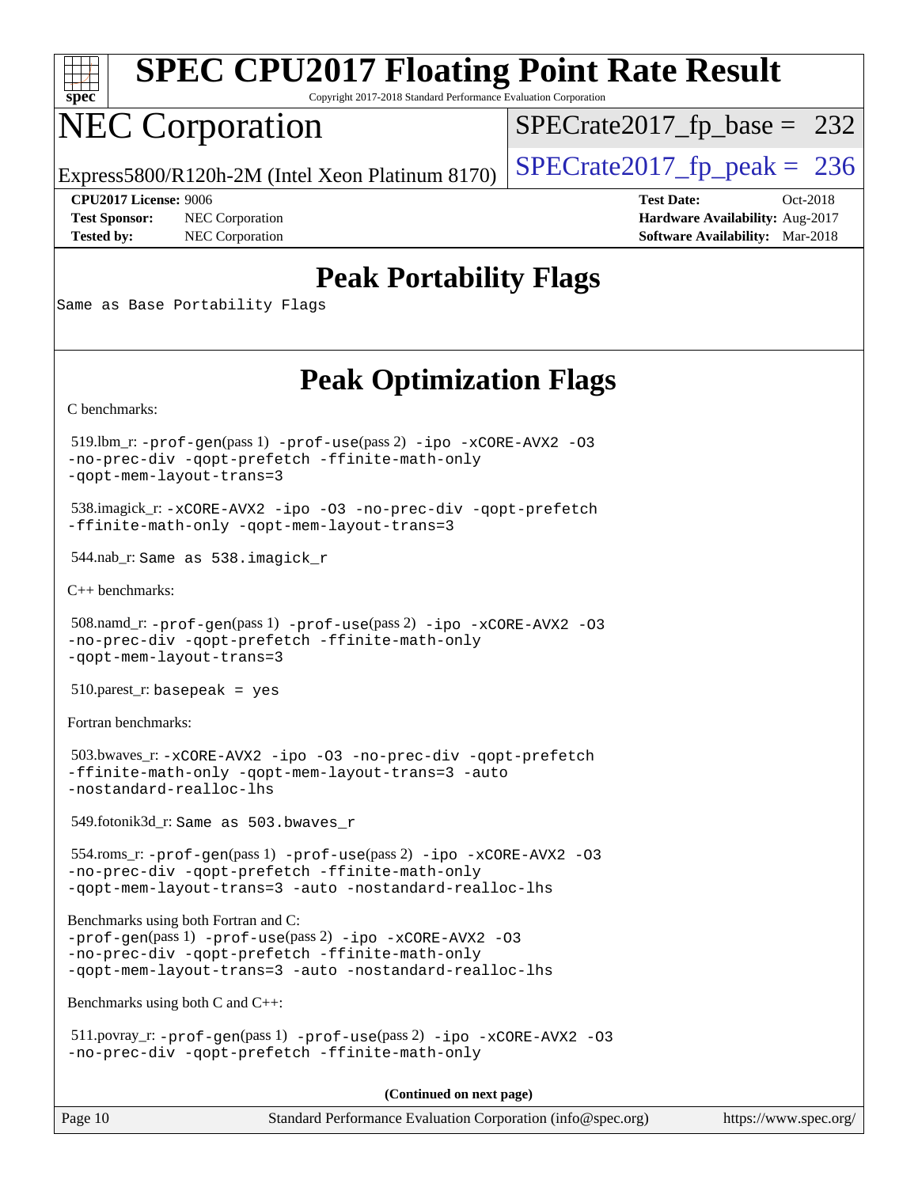# SPEC CPU2017 Floating Point Rate Result

Copyright 2017-2018 Standard Performance Evaluation Corporation

# NEC Corporation

Express5800/R120h-2M (Intel Xeon Platinum 8170)

SPECrate2017_fp_base = 232

SPECrate2017_fp_peak = 236

**CPU2017 License:** 9006
**Test Sponsor:** NEC Corporation
**Tested by:** NEC Corporation

**Test Date:** Oct-2018
**Hardware Availability:** Aug-2017
**Software Availability:** Mar-2018

## Peak Portability Flags

Same as Base Portability Flags

## Peak Optimization Flags

C benchmarks:

519.lbm_r: -prof-gen(pass 1) -prof-use(pass 2) -ipo -xCORE-AVX2 -O3 -no-prec-div -qopt-prefetch -ffinite-math-only -qopt-mem-layout-trans=3

538.imagick_r: -xCORE-AVX2 -ipo -O3 -no-prec-div -qopt-prefetch -ffinite-math-only -qopt-mem-layout-trans=3

544.nab_r: Same as 538.imagick_r

C++ benchmarks:

508.namd_r: -prof-gen(pass 1) -prof-use(pass 2) -ipo -xCORE-AVX2 -O3 -no-prec-div -qopt-prefetch -ffinite-math-only -qopt-mem-layout-trans=3

510.parest_r: basepeak = yes

Fortran benchmarks:

503.bwaves_r: -xCORE-AVX2 -ipo -O3 -no-prec-div -qopt-prefetch -ffinite-math-only -qopt-mem-layout-trans=3 -auto -nostandard-realloc-lhs

549.fotonik3d_r: Same as 503.bwaves_r

554.roms_r: -prof-gen(pass 1) -prof-use(pass 2) -ipo -xCORE-AVX2 -O3 -no-prec-div -qopt-prefetch -ffinite-math-only -qopt-mem-layout-trans=3 -auto -nostandard-realloc-lhs

Benchmarks using both Fortran and C:
-prof-gen(pass 1) -prof-use(pass 2) -ipo -xCORE-AVX2 -O3 -no-prec-div -qopt-prefetch -ffinite-math-only -qopt-mem-layout-trans=3 -auto -nostandard-realloc-lhs

Benchmarks using both C and C++:

511.povray_r: -prof-gen(pass 1) -prof-use(pass 2) -ipo -xCORE-AVX2 -O3 -no-prec-div -qopt-prefetch -ffinite-math-only

**(Continued on next page)**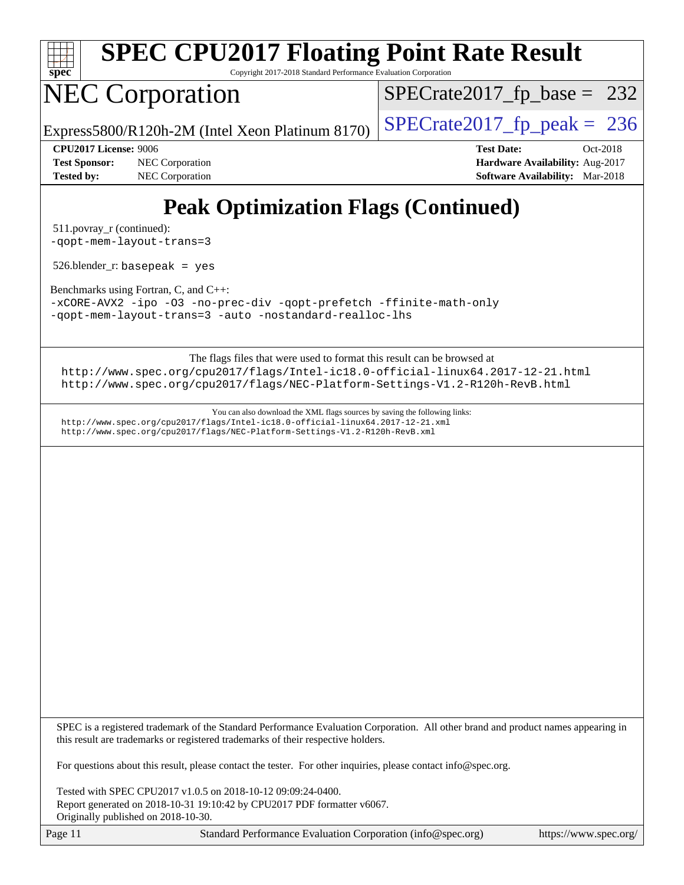# Peak Optimization Flags (Continued)

511.povray_r (continued):
`-qopt-mem-layout-trans=3`

526.blender_r: `basepeak = yes`

Benchmarks using Fortran, C, and C++:
`-xCORE-AVX2 -ipo -O3 -no-prec-div -qopt-prefetch -ffinite-math-only -qopt-mem-layout-trans=3 -auto -nostandard-realloc-lhs`

The flags files that were used to format this result can be browsed at
http://www.spec.org/cpu2017/flags/Intel-ic18.0-official-linux64.2017-12-21.html
http://www.spec.org/cpu2017/flags/NEC-Platform-Settings-V1.2-R120h-RevB.html

You can also download the XML flags sources by saving the following links:
http://www.spec.org/cpu2017/flags/Intel-ic18.0-official-linux64.2017-12-21.xml
http://www.spec.org/cpu2017/flags/NEC-Platform-Settings-V1.2-R120h-RevB.xml

SPEC is a registered trademark of the Standard Performance Evaluation Corporation. All other brand and product names appearing in this result are trademarks or registered trademarks of their respective holders.

For questions about this result, please contact the tester. For other inquiries, please contact info@spec.org.

Tested with SPEC CPU2017 v1.0.5 on 2018-10-12 09:09:24-0400.
Report generated on 2018-10-31 19:10:42 by CPU2017 PDF formatter v6067.
Originally published on 2018-10-30.